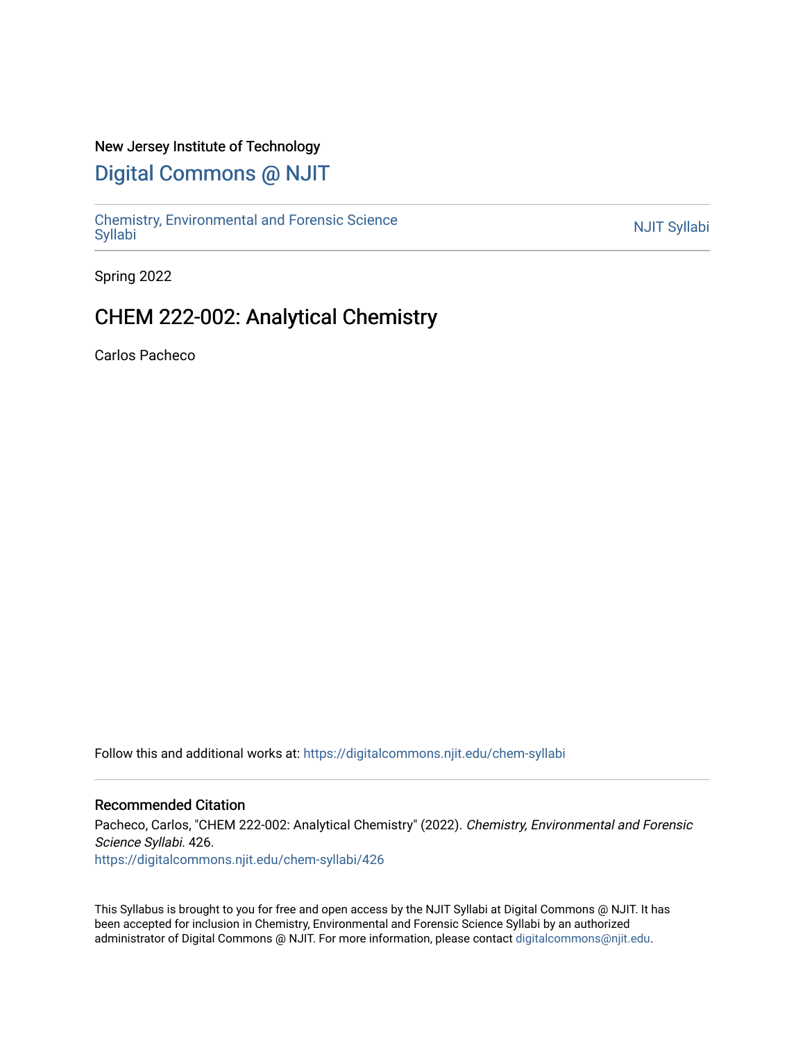New Jersey Institute of Technology

# Digital Commons @ NJIT

Chemistry, Environmental and Forensic Science Syllabi

NJIT Syllabi

Spring 2022

## CHEM 222-002: Analytical Chemistry

Carlos Pacheco

Follow this and additional works at: https://digitalcommons.njit.edu/chem-syllabi

### Recommended Citation

Pacheco, Carlos, "CHEM 222-002: Analytical Chemistry" (2022). *Chemistry, Environmental and Forensic Science Syllabi*. 426.
https://digitalcommons.njit.edu/chem-syllabi/426

This Syllabus is brought to you for free and open access by the NJIT Syllabi at Digital Commons @ NJIT. It has been accepted for inclusion in Chemistry, Environmental and Forensic Science Syllabi by an authorized administrator of Digital Commons @ NJIT. For more information, please contact digitalcommons@njit.edu.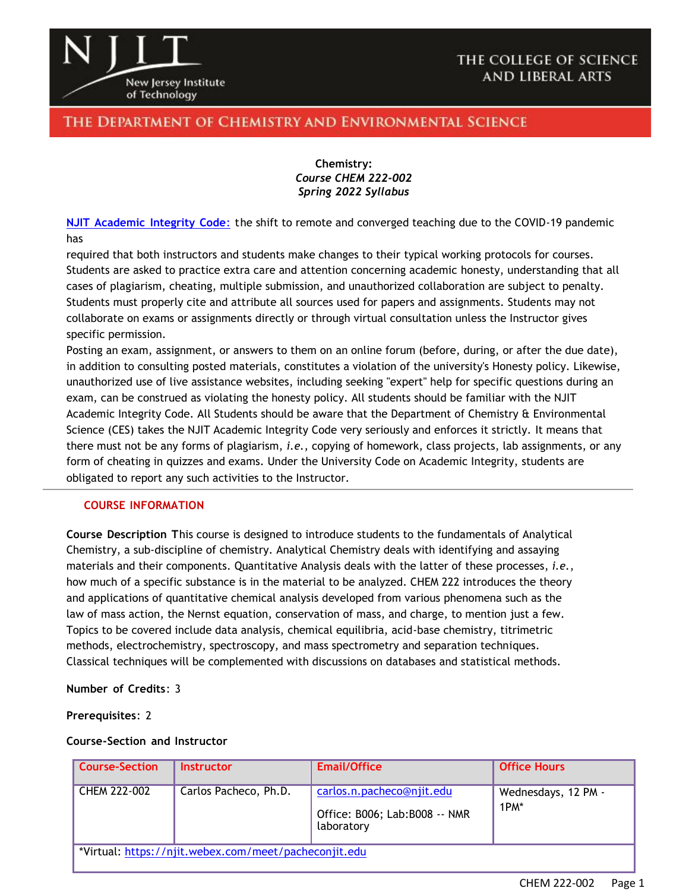THE COLLEGE OF SCIENCE AND LIBERAL ARTS

THE DEPARTMENT OF CHEMISTRY AND ENVIRONMENTAL SCIENCE

**Chemistry:**
***Course CHEM 222-002***
***Spring 2022 Syllabus***

[NJIT Academic Integrity Code](https://www.njit.edu/): the shift to remote and converged teaching due to the COVID-19 pandemic has required that both instructors and students make changes to their typical working protocols for courses. Students are asked to practice extra care and attention concerning academic honesty, understanding that all cases of plagiarism, cheating, multiple submission, and unauthorized collaboration are subject to penalty. Students must properly cite and attribute all sources used for papers and assignments. Students may not collaborate on exams or assignments directly or through virtual consultation unless the Instructor gives specific permission.

Posting an exam, assignment, or answers to them on an online forum (before, during, or after the due date), in addition to consulting posted materials, constitutes a violation of the university's Honesty policy. Likewise, unauthorized use of live assistance websites, including seeking "expert" help for specific questions during an exam, can be construed as violating the honesty policy. All students should be familiar with the NJIT Academic Integrity Code. All Students should be aware that the Department of Chemistry & Environmental Science (CES) takes the NJIT Academic Integrity Code very seriously and enforces it strictly. It means that there must not be any forms of plagiarism, *i.e.*, copying of homework, class projects, lab assignments, or any form of cheating in quizzes and exams. Under the University Code on Academic Integrity, students are obligated to report any such activities to the Instructor.

---

## COURSE INFORMATION

**Course Description** This course is designed to introduce students to the fundamentals of Analytical Chemistry, a sub-discipline of chemistry. Analytical Chemistry deals with identifying and assaying materials and their components. Quantitative Analysis deals with the latter of these processes, *i.e.*, how much of a specific substance is in the material to be analyzed. CHEM 222 introduces the theory and applications of quantitative chemical analysis developed from various phenomena such as the law of mass action, the Nernst equation, conservation of mass, and charge, to mention just a few. Topics to be covered include data analysis, chemical equilibria, acid-base chemistry, titrimetric methods, electrochemistry, spectroscopy, and mass spectrometry and separation techniques. Classical techniques will be complemented with discussions on databases and statistical methods.

**Number of Credits**: 3

**Prerequisites**: 2

**Course-Section and Instructor**

| Course-Section | Instructor | Email/Office | Office Hours |
|---|---|---|---|
| CHEM 222-002 | Carlos Pacheco, Ph.D. | [carlos.n.pacheco@njit.edu](mailto:carlos.n.pacheco@njit.edu)<br>Office: B006; Lab:B008 -- NMR laboratory | Wednesdays, 12 PM - 1PM* |
| *Virtual: [https://njit.webex.com/meet/pacheconjit.edu](https://njit.webex.com/meet/pacheconjit.edu) | | | |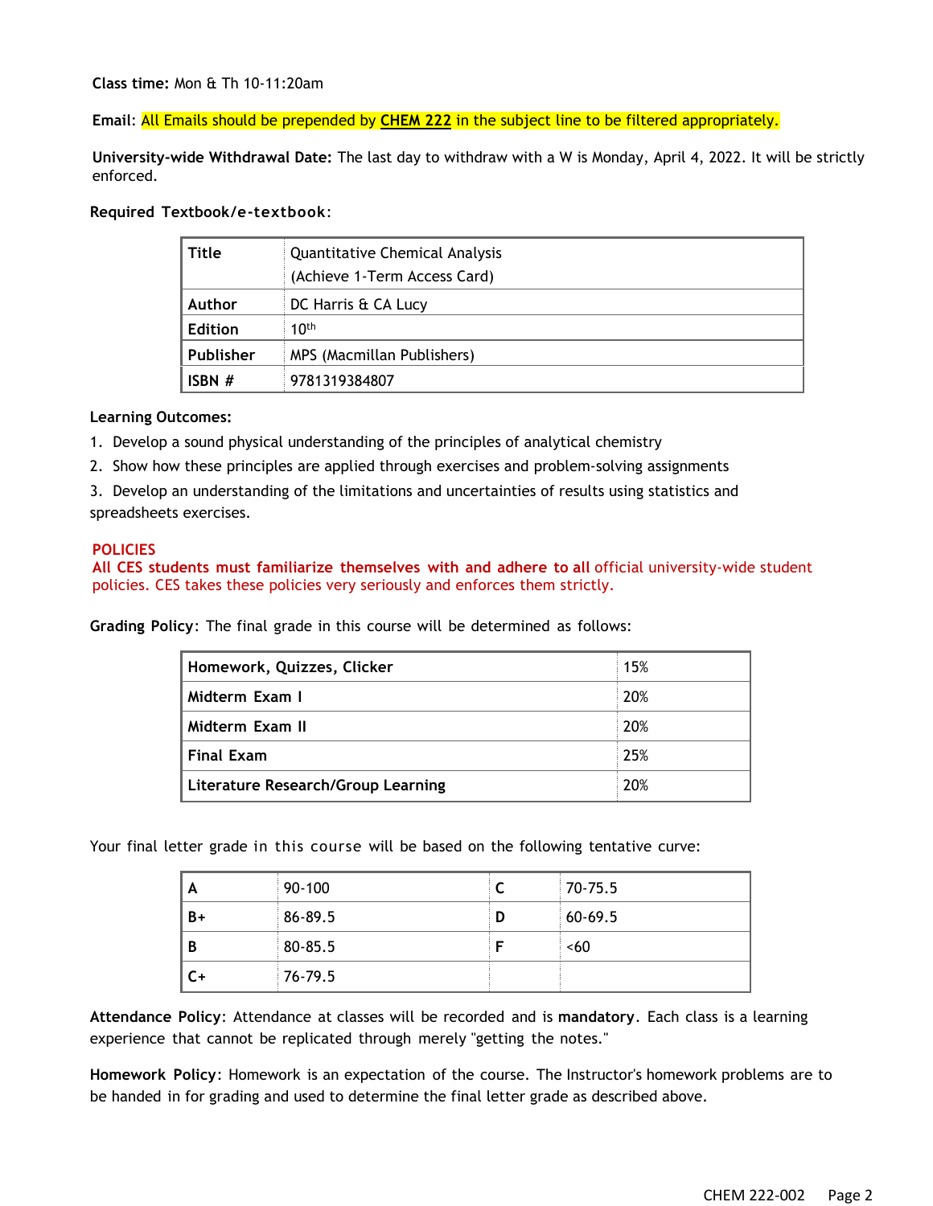**Class time:** Mon & Th 10-11:20am

**Email**: All Emails should be prepended by **CHEM 222** in the subject line to be filtered appropriately.

**University-wide Withdrawal Date:** The last day to withdraw with a W is Monday, April 4, 2022. It will be strictly enforced.

**Required Textbook/e-textbook**:

| | |
|---|---|
| **Title** | Quantitative Chemical Analysis (Achieve 1-Term Access Card) |
| **Author** | DC Harris & CA Lucy |
| **Edition** | 10th |
| **Publisher** | MPS (Macmillan Publishers) |
| **ISBN #** | 9781319384807 |

**Learning Outcomes:**

1. Develop a sound physical understanding of the principles of analytical chemistry
2. Show how these principles are applied through exercises and problem-solving assignments
3. Develop an understanding of the limitations and uncertainties of results using statistics and spreadsheets exercises.

**POLICIES**

**All CES students must familiarize themselves with and adhere to all** official university-wide student policies. CES takes these policies very seriously and enforces them strictly.

**Grading Policy**: The final grade in this course will be determined as follows:

| | |
|---|---|
| **Homework, Quizzes, Clicker** | 15% |
| **Midterm Exam I** | 20% |
| **Midterm Exam II** | 20% |
| **Final Exam** | 25% |
| **Literature Research/Group Learning** | 20% |

Your final letter grade in this course will be based on the following tentative curve:

| | | | |
|---|---|---|---|
| **A** | 90-100 | **C** | 70-75.5 |
| **B+** | 86-89.5 | **D** | 60-69.5 |
| **B** | 80-85.5 | **F** | <60 |
| **C+** | 76-79.5 | | |

**Attendance Policy**: Attendance at classes will be recorded and is **mandatory**. Each class is a learning experience that cannot be replicated through merely "getting the notes."

**Homework Policy**: Homework is an expectation of the course. The Instructor's homework problems are to be handed in for grading and used to determine the final letter grade as described above.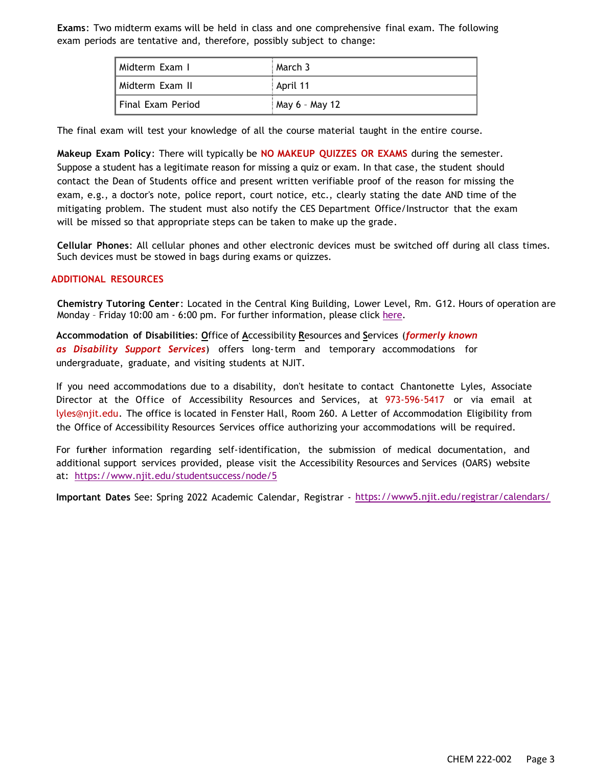**Exams**: Two midterm exams will be held in class and one comprehensive final exam. The following exam periods are tentative and, therefore, possibly subject to change:

| Midterm Exam I | March 3 |
|---|---|
| Midterm Exam II | April 11 |
| Final Exam Period | May 6 – May 12 |

The final exam will test your knowledge of all the course material taught in the entire course.

**Makeup Exam Policy**: There will typically be **NO MAKEUP QUIZZES OR EXAMS** during the semester. Suppose a student has a legitimate reason for missing a quiz or exam. In that case, the student should contact the Dean of Students office and present written verifiable proof of the reason for missing the exam, e.g., a doctor's note, police report, court notice, etc., clearly stating the date AND time of the mitigating problem. The student must also notify the CES Department Office/Instructor that the exam will be missed so that appropriate steps can be taken to make up the grade.

**Cellular Phones**: All cellular phones and other electronic devices must be switched off during all class times. Such devices must be stowed in bags during exams or quizzes.

## ADDITIONAL RESOURCES

**Chemistry Tutoring Center**: Located in the Central King Building, Lower Level, Rm. G12. Hours of operation are Monday – Friday 10:00 am - 6:00 pm. For further information, please click here.

**Accommodation of Disabilities**: Office of Accessibility Resources and Services (***formerly known as Disability Support Services***) offers long-term and temporary accommodations for undergraduate, graduate, and visiting students at NJIT.

If you need accommodations due to a disability, don't hesitate to contact Chantonette Lyles, Associate Director at the Office of Accessibility Resources and Services, at 973-596-5417 or via email at lyles@njit.edu. The office is located in Fenster Hall, Room 260. A Letter of Accommodation Eligibility from the Office of Accessibility Resources Services office authorizing your accommodations will be required.

For further information regarding self-identification, the submission of medical documentation, and additional support services provided, please visit the Accessibility Resources and Services (OARS) website at: https://www.njit.edu/studentsuccess/node/5

**Important Dates** See: Spring 2022 Academic Calendar, Registrar - https://www5.njit.edu/registrar/calendars/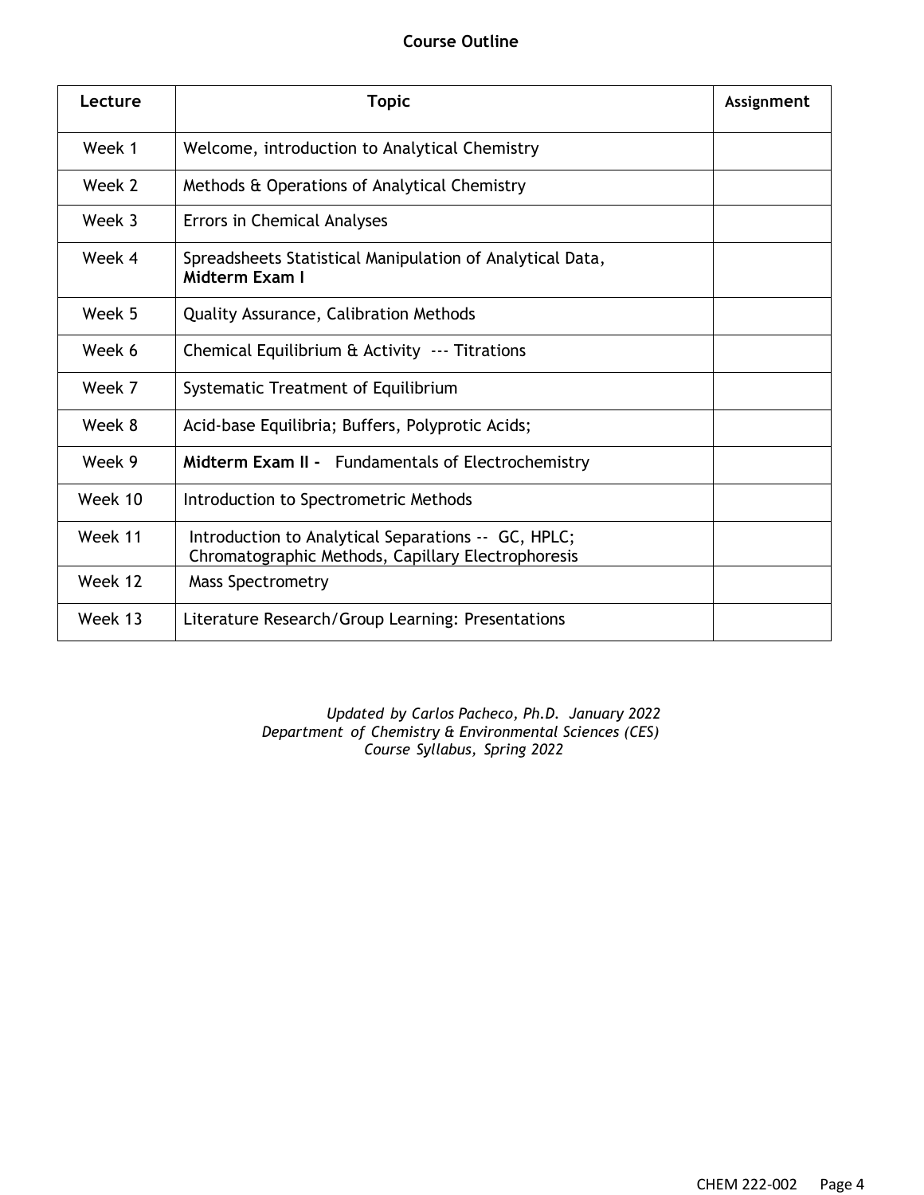## Course Outline

| Lecture | Topic | Assignment |
|---|---|---|
| Week 1 | Welcome, introduction to Analytical Chemistry | |
| Week 2 | Methods & Operations of Analytical Chemistry | |
| Week 3 | Errors in Chemical Analyses | |
| Week 4 | Spreadsheets Statistical Manipulation of Analytical Data, **Midterm Exam I** | |
| Week 5 | Quality Assurance, Calibration Methods | |
| Week 6 | Chemical Equilibrium & Activity --- Titrations | |
| Week 7 | Systematic Treatment of Equilibrium | |
| Week 8 | Acid-base Equilibria; Buffers, Polyprotic Acids; | |
| Week 9 | **Midterm Exam II -** Fundamentals of Electrochemistry | |
| Week 10 | Introduction to Spectrometric Methods | |
| Week 11 | Introduction to Analytical Separations -- GC, HPLC; Chromatographic Methods, Capillary Electrophoresis | |
| Week 12 | Mass Spectrometry | |
| Week 13 | Literature Research/Group Learning: Presentations | |

*Updated by Carlos Pacheco, Ph.D. January 2022*
*Department of Chemistry & Environmental Sciences (CES)*
*Course Syllabus, Spring 2022*